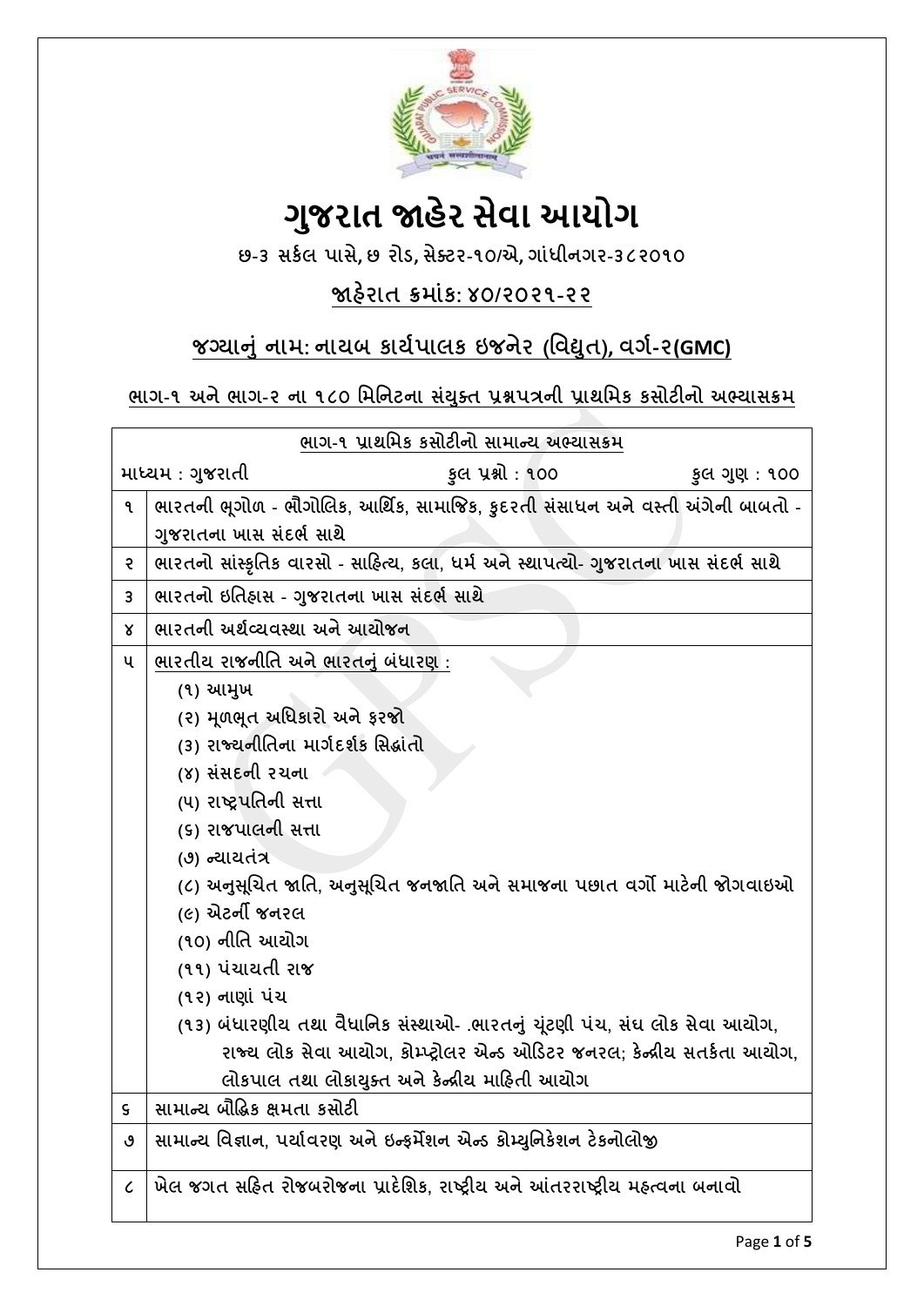# ગુજરાત જાહેર સેવા આયોગ

**છ-૩ સર્કલ પાસે, છ રોડ, સેક્ટર-૧૦/એ, ગાંધીનગર-૩૮૨૦૧૦**

## જાહેરાત ક્રમાંક: ૪૦/૨૦૨૧-૨૨

## જગ્યાનું નામ: નાયબ કાર્યપાલક ઇજનેર (વિદ્યુત), વર્ગ-૨(GMC)

### ભાગ-૧ અને ભાગ-૨ ના ૧૮૦ મિનિટના સંયુક્ત પ્રશ્નપત્રની પ્રાથમિક કસોટીનો અભ્યાસક્રમ

| ભાગ-૧ પ્રાથમિક કસોટીનો સામાન્ય અભ્યાસક્રમ | |
|---|---|
| માધ્યમ : ગુજરાતી | કુલ પ્રશ્નો : ૧૦૦ &nbsp;&nbsp;&nbsp; કુલ ગુણ : ૧૦૦ |
| ૧ | ભારતની ભૂગોળ - ભૌગોલિક, આર્થિક, સામાજિક, કુદરતી સંસાધન અને વસ્તી અંગેની બાબતો - ગુજરાતના ખાસ સંદર્ભ સાથે |
| ૨ | ભારતનો સાંસ્કૃતિક વારસો - સાહિત્ય, કલા, ધર્મ અને સ્થાપત્યો- ગુજરાતના ખાસ સંદર્ભ સાથે |
| ૩ | ભારતનો ઇતિહાસ - ગુજરાતના ખાસ સંદર્ભ સાથે |
| ૪ | ભારતની અર્થવ્યવસ્થા અને આયોજન |
| ૫ | ભારતીય રાજનીતિ અને ભારતનું બંધારણ :<br>(૧) આમુખ<br>(૨) મૂળભૂત અધિકારો અને ફરજો<br>(૩) રાજ્યનીતિના માર્ગદર્શક સિદ્ધાંતો<br>(૪) સંસદની રચના<br>(૫) રાષ્ટ્રપતિની સત્તા<br>(૬) રાજ્યપાલની સત્તા<br>(૭) ન્યાયતંત્ર<br>(૮) અનુસૂચિત જાતિ, અનુસૂચિત જનજાતિ અને સમાજના પછાત વર્ગો માટેની જોગવાઇઓ<br>(૯) એટર્ની જનરલ<br>(૧૦) નીતિ આયોગ<br>(૧૧) પંચાયતી રાજ<br>(૧૨) નાણાં પંચ<br>(૧૩) બંધારણીય તથા વૈધાનિક સંસ્થાઓ- .ભારતનું ચૂંટણી પંચ, સંઘ લોક સેવા આયોગ, રાજ્ય લોક સેવા આયોગ, કોમ્પ્ટ્રોલર એન્ડ ઓડિટર જનરલ; કેન્દ્રીય સતર્કતા આયોગ, લોકપાલ તથા લોકાયુક્ત અને કેન્દ્રીય માહિતી આયોગ |
| ૬ | સામાન્ય બૌદ્ધિક ક્ષમતા કસોટી |
| ૭ | સામાન્ય વિજ્ઞાન, પર્યાવરણ અને ઇન્ફર્મેશન એન્ડ કોમ્યુનિકેશન ટેકનોલોજી |
| ૮ | ખેલ જગત સહિત રોજબરોજના પ્રાદેશિક, રાષ્ટ્રીય અને આંતરરાષ્ટ્રીય મહત્વના બનાવો |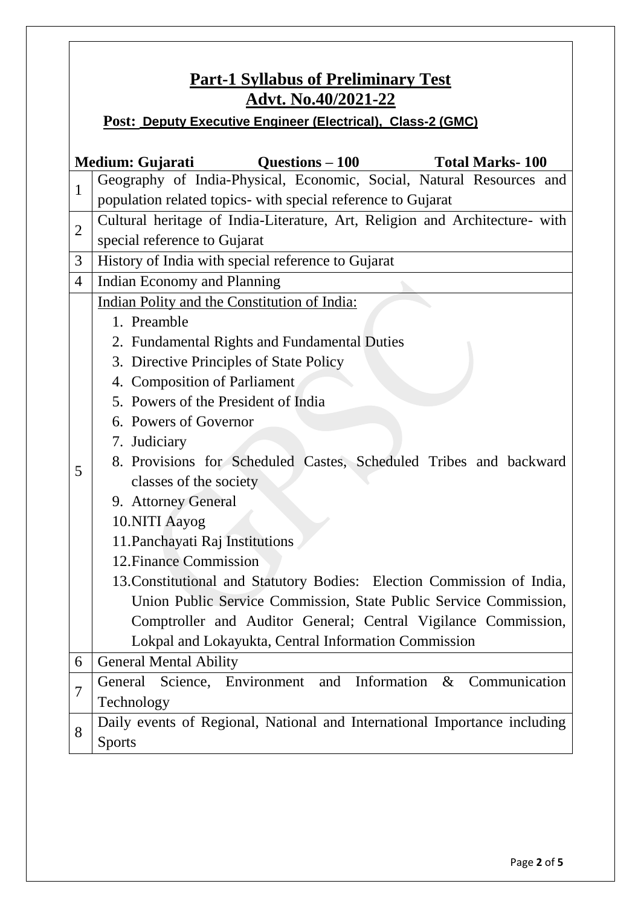# Part-1 Syllabus of Preliminary Test
## Advt. No.40/2021-22

**Post: Deputy Executive Engineer (Electrical), Class-2 (GMC)**

**Medium: Gujarati** | **Questions – 100** | **Total Marks- 100**

| | |
|---|---|
| 1 | Geography of India-Physical, Economic, Social, Natural Resources and population related topics- with special reference to Gujarat |
| 2 | Cultural heritage of India-Literature, Art, Religion and Architecture- with special reference to Gujarat |
| 3 | History of India with special reference to Gujarat |
| 4 | Indian Economy and Planning |
| 5 | Indian Polity and the Constitution of India:<br>1. Preamble<br>2. Fundamental Rights and Fundamental Duties<br>3. Directive Principles of State Policy<br>4. Composition of Parliament<br>5. Powers of the President of India<br>6. Powers of Governor<br>7. Judiciary<br>8. Provisions for Scheduled Castes, Scheduled Tribes and backward classes of the society<br>9. Attorney General<br>10. NITI Aayog<br>11. Panchayati Raj Institutions<br>12. Finance Commission<br>13. Constitutional and Statutory Bodies: Election Commission of India, Union Public Service Commission, State Public Service Commission, Comptroller and Auditor General; Central Vigilance Commission, Lokpal and Lokayukta, Central Information Commission |
| 6 | General Mental Ability |
| 7 | General Science, Environment and Information & Communication Technology |
| 8 | Daily events of Regional, National and International Importance including Sports |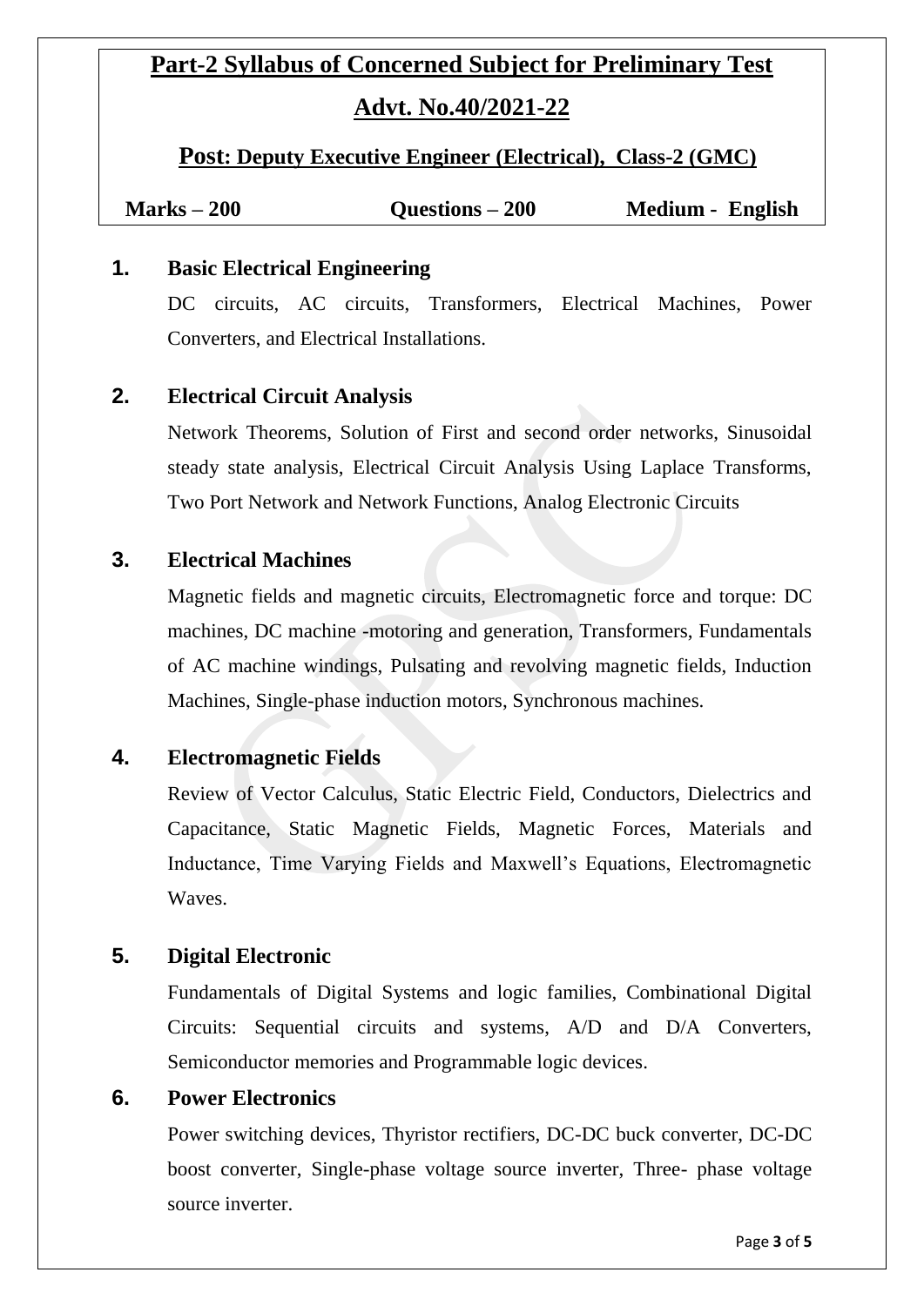# Part-2 Syllabus of Concerned Subject for Preliminary Test

## Advt. No.40/2021-22

### Post: Deputy Executive Engineer (Electrical), Class-2 (GMC)

**Marks – 200** **Questions – 200** **Medium - English**

**1. Basic Electrical Engineering**

DC circuits, AC circuits, Transformers, Electrical Machines, Power Converters, and Electrical Installations.

**2. Electrical Circuit Analysis**

Network Theorems, Solution of First and second order networks, Sinusoidal steady state analysis, Electrical Circuit Analysis Using Laplace Transforms, Two Port Network and Network Functions, Analog Electronic Circuits

**3. Electrical Machines**

Magnetic fields and magnetic circuits, Electromagnetic force and torque: DC machines, DC machine -motoring and generation, Transformers, Fundamentals of AC machine windings, Pulsating and revolving magnetic fields, Induction Machines, Single-phase induction motors, Synchronous machines.

**4. Electromagnetic Fields**

Review of Vector Calculus, Static Electric Field, Conductors, Dielectrics and Capacitance, Static Magnetic Fields, Magnetic Forces, Materials and Inductance, Time Varying Fields and Maxwell's Equations, Electromagnetic Waves.

**5. Digital Electronic**

Fundamentals of Digital Systems and logic families, Combinational Digital Circuits: Sequential circuits and systems, A/D and D/A Converters, Semiconductor memories and Programmable logic devices.

**6. Power Electronics**

Power switching devices, Thyristor rectifiers, DC-DC buck converter, DC-DC boost converter, Single-phase voltage source inverter, Three- phase voltage source inverter.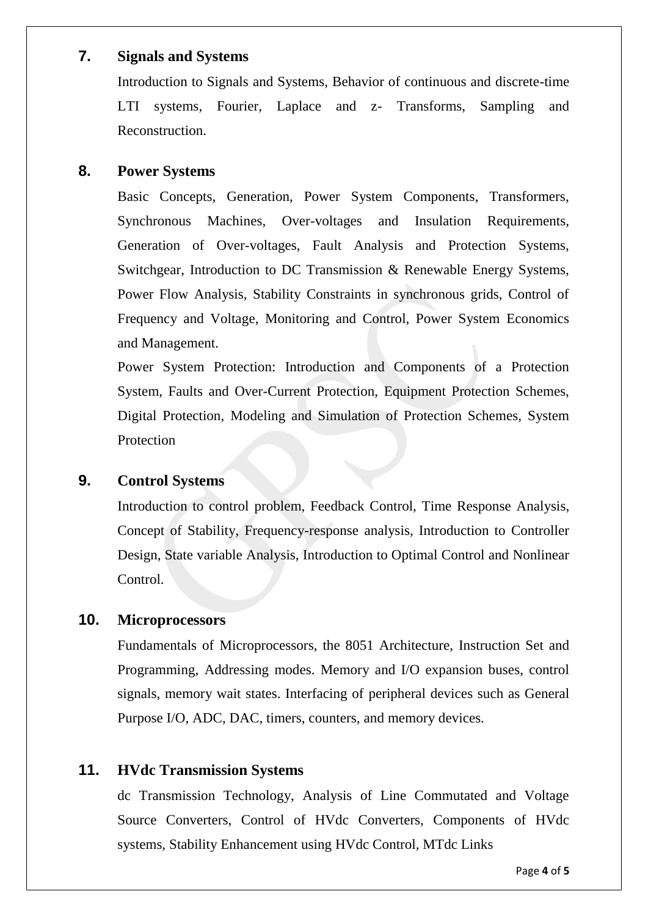## 7. Signals and Systems

Introduction to Signals and Systems, Behavior of continuous and discrete-time LTI systems, Fourier, Laplace and z- Transforms, Sampling and Reconstruction.

## 8. Power Systems

Basic Concepts, Generation, Power System Components, Transformers, Synchronous Machines, Over-voltages and Insulation Requirements, Generation of Over-voltages, Fault Analysis and Protection Systems, Switchgear, Introduction to DC Transmission & Renewable Energy Systems, Power Flow Analysis, Stability Constraints in synchronous grids, Control of Frequency and Voltage, Monitoring and Control, Power System Economics and Management.

Power System Protection: Introduction and Components of a Protection System, Faults and Over-Current Protection, Equipment Protection Schemes, Digital Protection, Modeling and Simulation of Protection Schemes, System Protection

## 9. Control Systems

Introduction to control problem, Feedback Control, Time Response Analysis, Concept of Stability, Frequency-response analysis, Introduction to Controller Design, State variable Analysis, Introduction to Optimal Control and Nonlinear Control.

## 10. Microprocessors

Fundamentals of Microprocessors, the 8051 Architecture, Instruction Set and Programming, Addressing modes. Memory and I/O expansion buses, control signals, memory wait states. Interfacing of peripheral devices such as General Purpose I/O, ADC, DAC, timers, counters, and memory devices.

## 11. HVdc Transmission Systems

dc Transmission Technology, Analysis of Line Commutated and Voltage Source Converters, Control of HVdc Converters, Components of HVdc systems, Stability Enhancement using HVdc Control, MTdc Links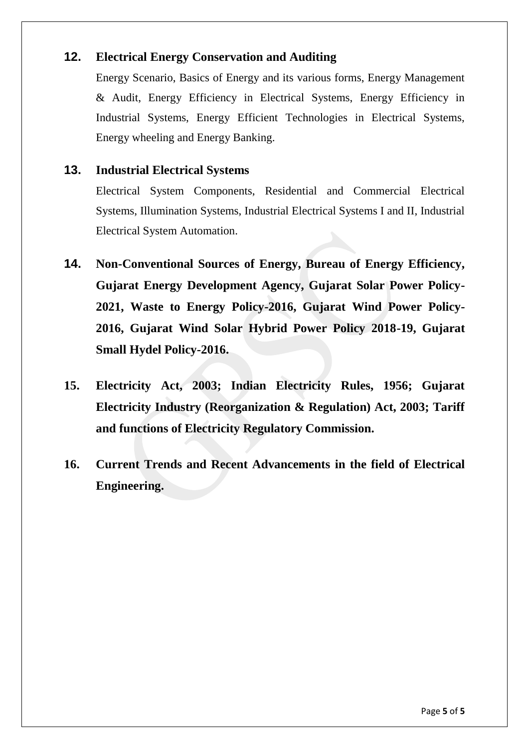**12. Electrical Energy Conservation and Auditing**

Energy Scenario, Basics of Energy and its various forms, Energy Management & Audit, Energy Efficiency in Electrical Systems, Energy Efficiency in Industrial Systems, Energy Efficient Technologies in Electrical Systems, Energy wheeling and Energy Banking.

**13. Industrial Electrical Systems**

Electrical System Components, Residential and Commercial Electrical Systems, Illumination Systems, Industrial Electrical Systems I and II, Industrial Electrical System Automation.

**14. Non-Conventional Sources of Energy, Bureau of Energy Efficiency, Gujarat Energy Development Agency, Gujarat Solar Power Policy-2021, Waste to Energy Policy-2016, Gujarat Wind Power Policy-2016, Gujarat Wind Solar Hybrid Power Policy 2018-19, Gujarat Small Hydel Policy-2016.**

**15. Electricity Act, 2003; Indian Electricity Rules, 1956; Gujarat Electricity Industry (Reorganization & Regulation) Act, 2003; Tariff and functions of Electricity Regulatory Commission.**

**16. Current Trends and Recent Advancements in the field of Electrical Engineering.**